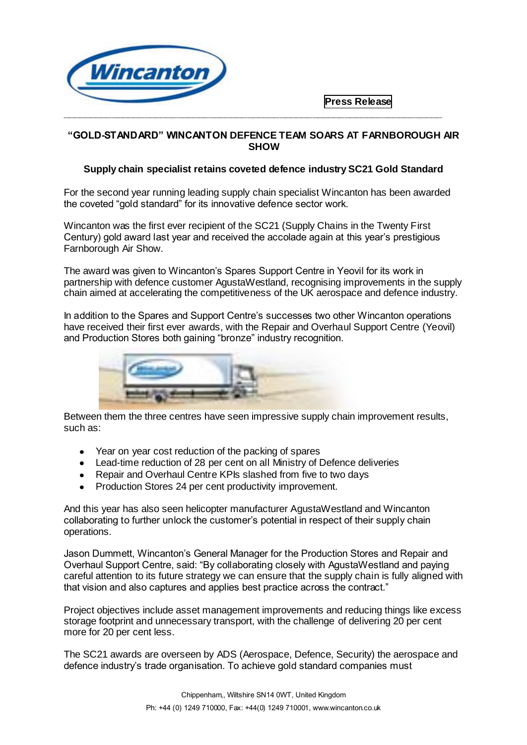Press Release

# "GOLD-STANDARD" WINCANTON DEFENCE TEAM SOARS AT FARNBOROUGH AIR SHOW

## Supply chain specialist retains coveted defence industry SC21 Gold Standard

For the second year running leading supply chain specialist Wincanton has been awarded the coveted "gold standard" for its innovative defence sector work.

Wincanton was the first ever recipient of the SC21 (Supply Chains in the Twenty First Century) gold award last year and received the accolade again at this year's prestigious Farnborough Air Show.

The award was given to Wincanton's Spares Support Centre in Yeovil for its work in partnership with defence customer AgustaWestland, recognising improvements in the supply chain aimed at accelerating the competitiveness of the UK aerospace and defence industry.

In addition to the Spares and Support Centre's successes two other Wincanton operations have received their first ever awards, with the Repair and Overhaul Support Centre (Yeovil) and Production Stores both gaining "bronze" industry recognition.

Between them the three centres have seen impressive supply chain improvement results, such as:

- Year on year cost reduction of the packing of spares
- Lead-time reduction of 28 per cent on all Ministry of Defence deliveries
- Repair and Overhaul Centre KPIs slashed from five to two days
- Production Stores 24 per cent productivity improvement.

And this year has also seen helicopter manufacturer AgustaWestland and Wincanton collaborating to further unlock the customer's potential in respect of their supply chain operations.

Jason Dummett, Wincanton's General Manager for the Production Stores and Repair and Overhaul Support Centre, said: "By collaborating closely with AgustaWestland and paying careful attention to its future strategy we can ensure that the supply chain is fully aligned with that vision and also captures and applies best practice across the contract."

Project objectives include asset management improvements and reducing things like excess storage footprint and unnecessary transport, with the challenge of delivering 20 per cent more for 20 per cent less.

The SC21 awards are overseen by ADS (Aerospace, Defence, Security) the aerospace and defence industry's trade organisation. To achieve gold standard companies must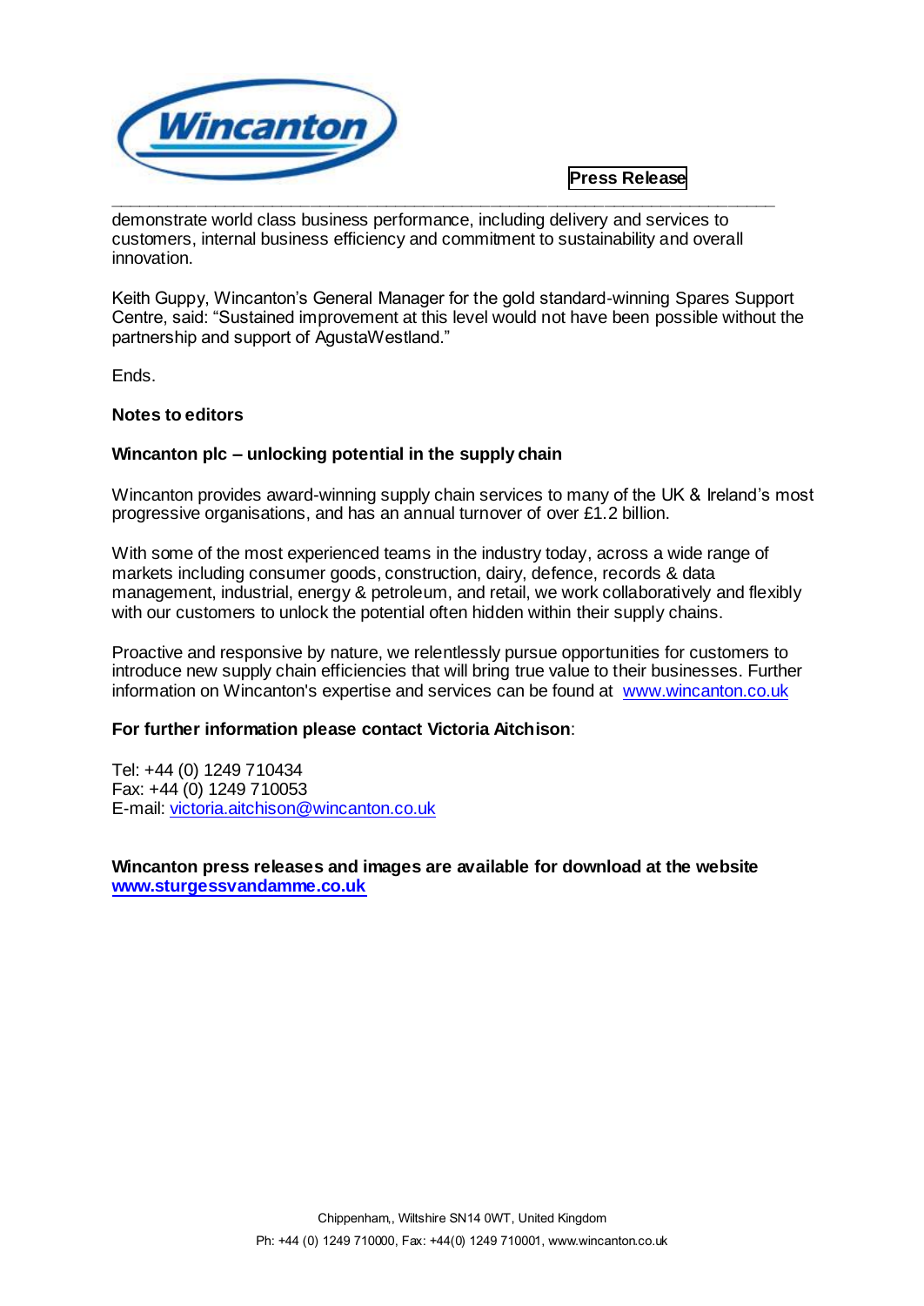demonstrate world class business performance, including delivery and services to customers, internal business efficiency and commitment to sustainability and overall innovation.

Keith Guppy, Wincanton's General Manager for the gold standard-winning Spares Support Centre, said: "Sustained improvement at this level would not have been possible without the partnership and support of AgustaWestland."

Ends.

**Notes to editors**

**Wincanton plc – unlocking potential in the supply chain**

Wincanton provides award-winning supply chain services to many of the UK & Ireland's most progressive organisations, and has an annual turnover of over £1.2 billion.

With some of the most experienced teams in the industry today, across a wide range of markets including consumer goods, construction, dairy, defence, records & data management, industrial, energy & petroleum, and retail, we work collaboratively and flexibly with our customers to unlock the potential often hidden within their supply chains.

Proactive and responsive by nature, we relentlessly pursue opportunities for customers to introduce new supply chain efficiencies that will bring true value to their businesses. Further information on Wincanton's expertise and services can be found at www.wincanton.co.uk

**For further information please contact Victoria Aitchison**:

Tel: +44 (0) 1249 710434
Fax: +44 (0) 1249 710053
E-mail: victoria.aitchison@wincanton.co.uk

**Wincanton press releases and images are available for download at the website www.sturgessvandamme.co.uk**